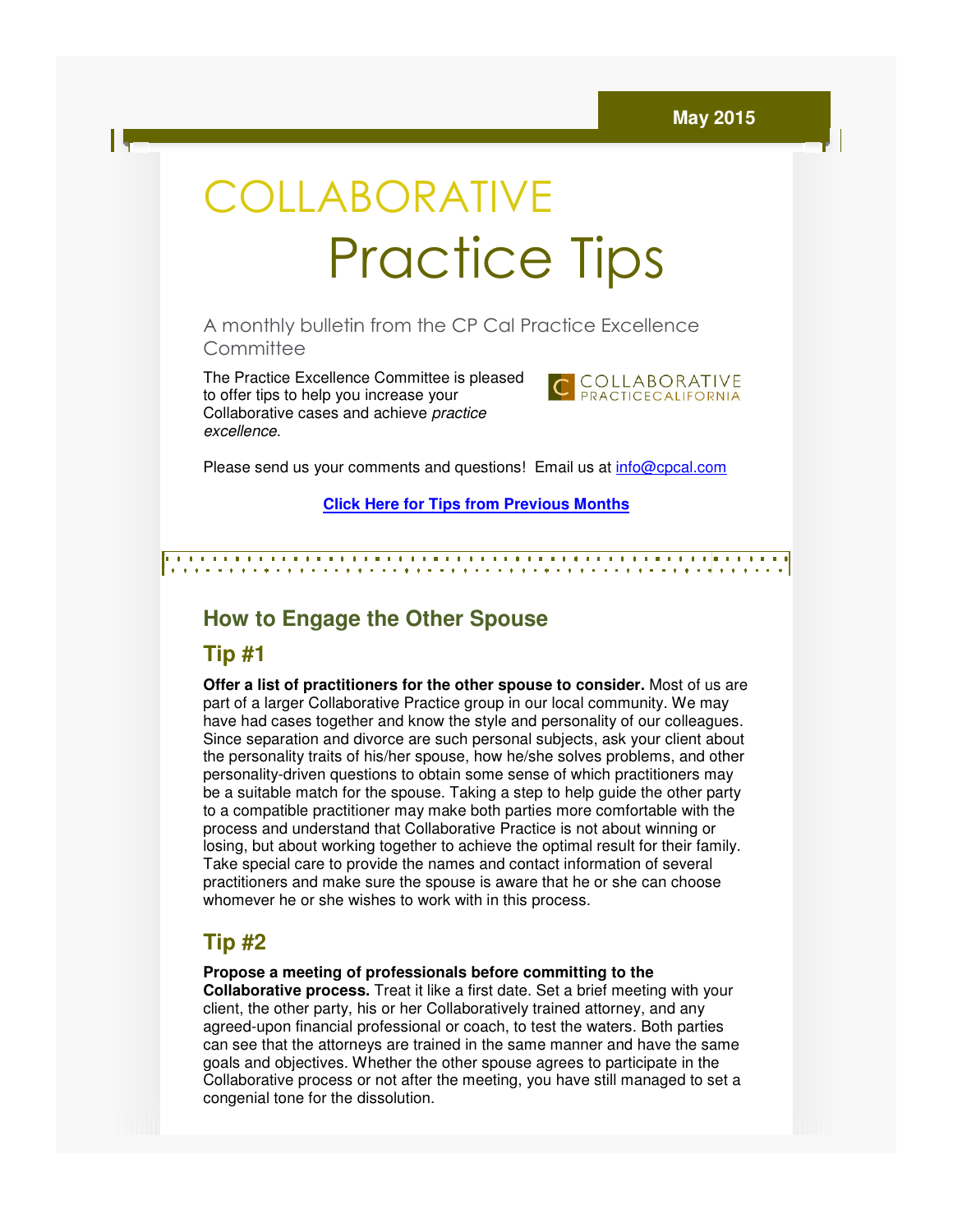May 2015

# COLLABORATIVE Practice Tips

A monthly bulletin from the CP Cal Practice Excellence Committee

The Practice Excellence Committee is pleased to offer tips to help you increase your Collaborative cases and achieve *practice excellence.*

COLLABORATIVE PRACTICECALIFORNIA

Please send us your comments and questions! Email us at info@cpcal.com

**Click Here for Tips from Previous Months**

## How to Engage the Other Spouse

### Tip #1

**Offer a list of practitioners for the other spouse to consider.** Most of us are part of a larger Collaborative Practice group in our local community. We may have had cases together and know the style and personality of our colleagues. Since separation and divorce are such personal subjects, ask your client about the personality traits of his/her spouse, how he/she solves problems, and other personality-driven questions to obtain some sense of which practitioners may be a suitable match for the spouse. Taking a step to help guide the other party to a compatible practitioner may make both parties more comfortable with the process and understand that Collaborative Practice is not about winning or losing, but about working together to achieve the optimal result for their family. Take special care to provide the names and contact information of several practitioners and make sure the spouse is aware that he or she can choose whomever he or she wishes to work with in this process.

### Tip #2

**Propose a meeting of professionals before committing to the Collaborative process.** Treat it like a first date. Set a brief meeting with your client, the other party, his or her Collaboratively trained attorney, and any agreed-upon financial professional or coach, to test the waters. Both parties can see that the attorneys are trained in the same manner and have the same goals and objectives. Whether the other spouse agrees to participate in the Collaborative process or not after the meeting, you have still managed to set a congenial tone for the dissolution.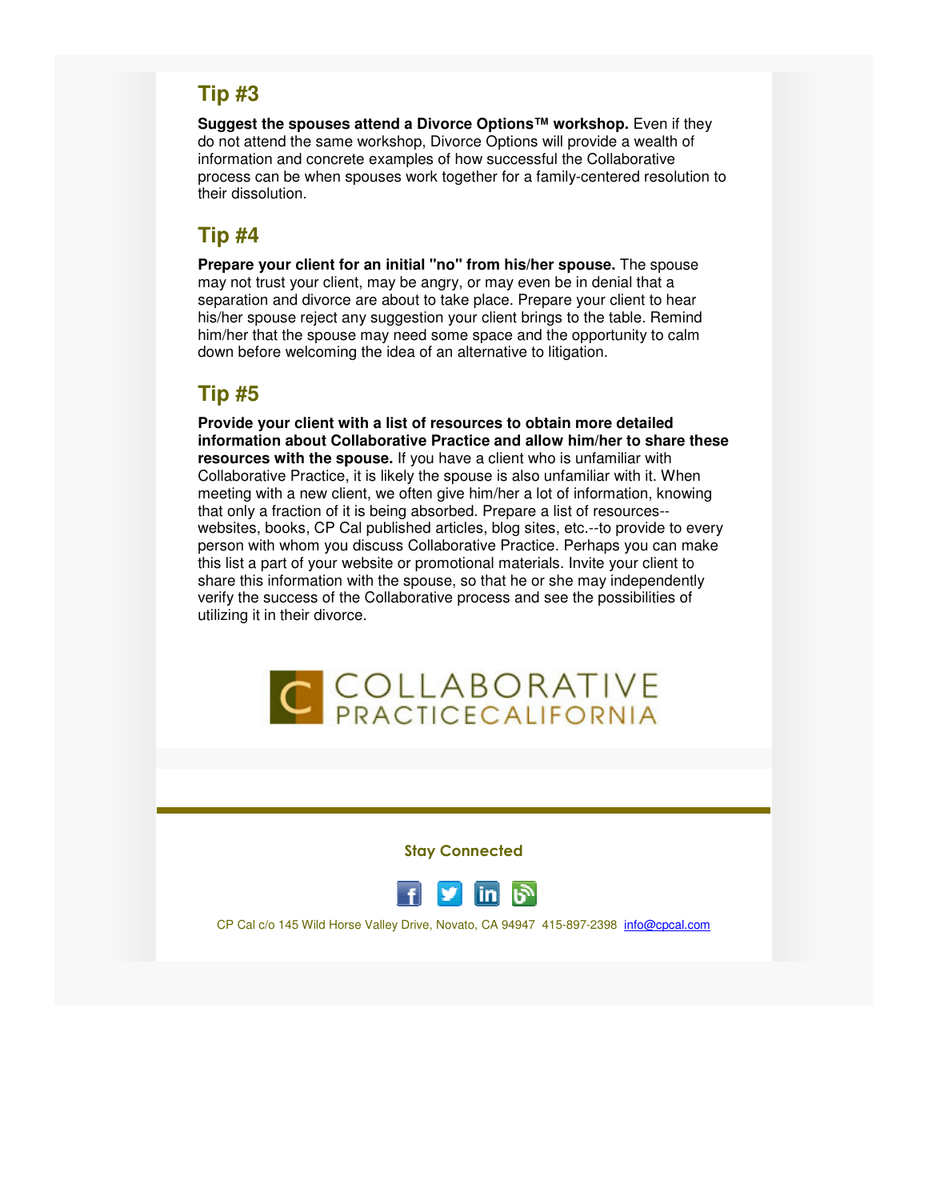## Tip #3

**Suggest the spouses attend a Divorce Options™ workshop.** Even if they do not attend the same workshop, Divorce Options will provide a wealth of information and concrete examples of how successful the Collaborative process can be when spouses work together for a family-centered resolution to their dissolution.

## Tip #4

**Prepare your client for an initial "no" from his/her spouse.** The spouse may not trust your client, may be angry, or may even be in denial that a separation and divorce are about to take place. Prepare your client to hear his/her spouse reject any suggestion your client brings to the table. Remind him/her that the spouse may need some space and the opportunity to calm down before welcoming the idea of an alternative to litigation.

## Tip #5

**Provide your client with a list of resources to obtain more detailed information about Collaborative Practice and allow him/her to share these resources with the spouse.** If you have a client who is unfamiliar with Collaborative Practice, it is likely the spouse is also unfamiliar with it. When meeting with a new client, we often give him/her a lot of information, knowing that only a fraction of it is being absorbed. Prepare a list of resources--websites, books, CP Cal published articles, blog sites, etc.--to provide to every person with whom you discuss Collaborative Practice. Perhaps you can make this list a part of your website or promotional materials. Invite your client to share this information with the spouse, so that he or she may independently verify the success of the Collaborative process and see the possibilities of utilizing it in their divorce.

COLLABORATIVE PRACTICECALIFORNIA

**Stay Connected**

CP Cal c/o 145 Wild Horse Valley Drive, Novato, CA 94947 415-897-2398 info@cpcal.com